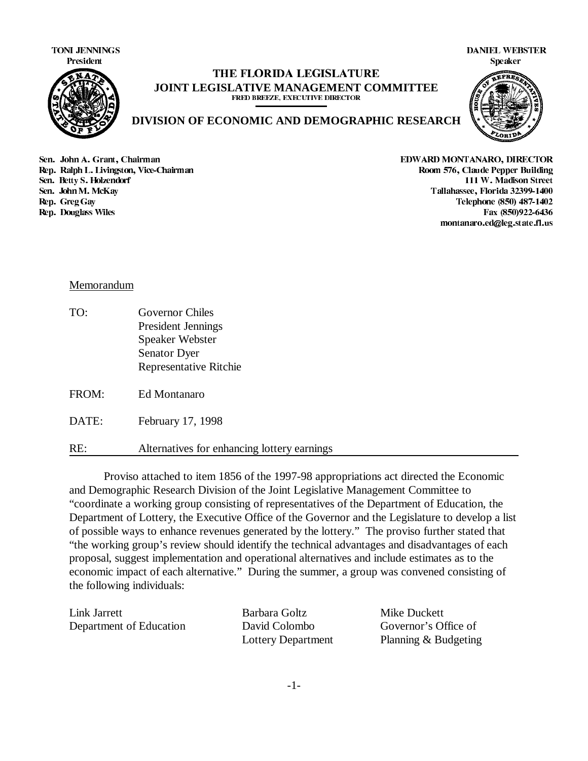**TONI JENNINGS**
**President**

**DANIEL WEBSTER**
**Speaker**

**THE FLORIDA LEGISLATURE**
**JOINT LEGISLATIVE MANAGEMENT COMMITTEE**
FRED BREEZE, EXECUTIVE DIRECTOR

**DIVISION OF ECONOMIC AND DEMOGRAPHIC RESEARCH**

**Sen. John A. Grant, Chairman**
**Rep. Ralph L. Livingston, Vice-Chairman**
**Sen. Betty S. Holzendorf**
**Sen. John M. McKay**
**Rep. Greg Gay**
**Rep. Douglass Wiles**

**EDWARD MONTANARO, DIRECTOR**
**Room 576, Claude Pepper Building**
**111 W. Madison Street**
**Tallahassee, Florida 32399-1400**
**Telephone (850) 487-1402**
**Fax (850)922-6436**
**montanaro.ed@leg.state.fl.us**

Memorandum

TO: Governor Chiles
President Jennings
Speaker Webster
Senator Dyer
Representative Ritchie

FROM: Ed Montanaro

DATE: February 17, 1998

RE: Alternatives for enhancing lottery earnings

---

Proviso attached to item 1856 of the 1997-98 appropriations act directed the Economic and Demographic Research Division of the Joint Legislative Management Committee to "coordinate a working group consisting of representatives of the Department of Education, the Department of Lottery, the Executive Office of the Governor and the Legislature to develop a list of possible ways to enhance revenues generated by the lottery." The proviso further stated that "the working group's review should identify the technical advantages and disadvantages of each proposal, suggest implementation and operational alternatives and include estimates as to the economic impact of each alternative." During the summer, a group was convened consisting of the following individuals:

| | | |
|---|---|---|
| Link Jarrett | Barbara Goltz | Mike Duckett |
| Department of Education | David Colombo | Governor's Office of |
| | Lottery Department | Planning & Budgeting |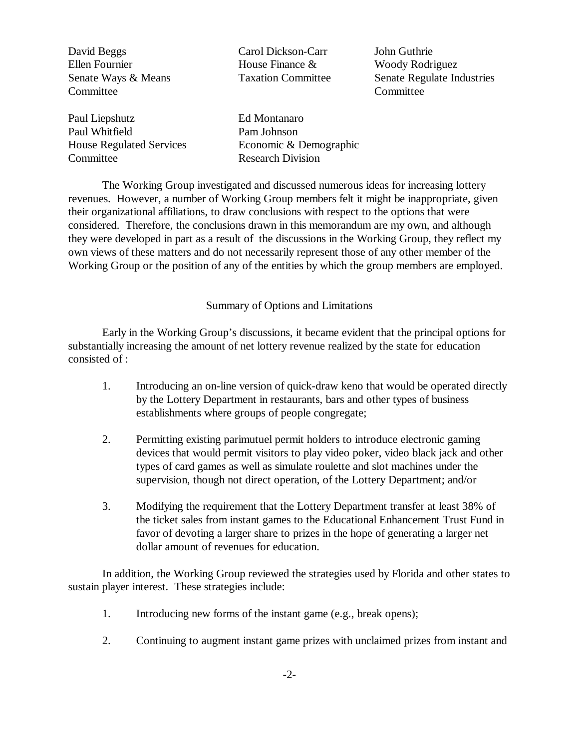David Beggs
Ellen Fournier
Senate Ways & Means Committee

Carol Dickson-Carr
House Finance & Taxation Committee

John Guthrie
Woody Rodriguez
Senate Regulate Industries Committee

Paul Liepshutz
Paul Whitfield
House Regulated Services Committee

Ed Montanaro
Pam Johnson
Economic & Demographic Research Division

The Working Group investigated and discussed numerous ideas for increasing lottery revenues. However, a number of Working Group members felt it might be inappropriate, given their organizational affiliations, to draw conclusions with respect to the options that were considered. Therefore, the conclusions drawn in this memorandum are my own, and although they were developed in part as a result of the discussions in the Working Group, they reflect my own views of these matters and do not necessarily represent those of any other member of the Working Group or the position of any of the entities by which the group members are employed.

## Summary of Options and Limitations

Early in the Working Group's discussions, it became evident that the principal options for substantially increasing the amount of net lottery revenue realized by the state for education consisted of :

1. Introducing an on-line version of quick-draw keno that would be operated directly by the Lottery Department in restaurants, bars and other types of business establishments where groups of people congregate;

2. Permitting existing parimutuel permit holders to introduce electronic gaming devices that would permit visitors to play video poker, video black jack and other types of card games as well as simulate roulette and slot machines under the supervision, though not direct operation, of the Lottery Department; and/or

3. Modifying the requirement that the Lottery Department transfer at least 38% of the ticket sales from instant games to the Educational Enhancement Trust Fund in favor of devoting a larger share to prizes in the hope of generating a larger net dollar amount of revenues for education.

In addition, the Working Group reviewed the strategies used by Florida and other states to sustain player interest. These strategies include:

1. Introducing new forms of the instant game (e.g., break opens);

2. Continuing to augment instant game prizes with unclaimed prizes from instant and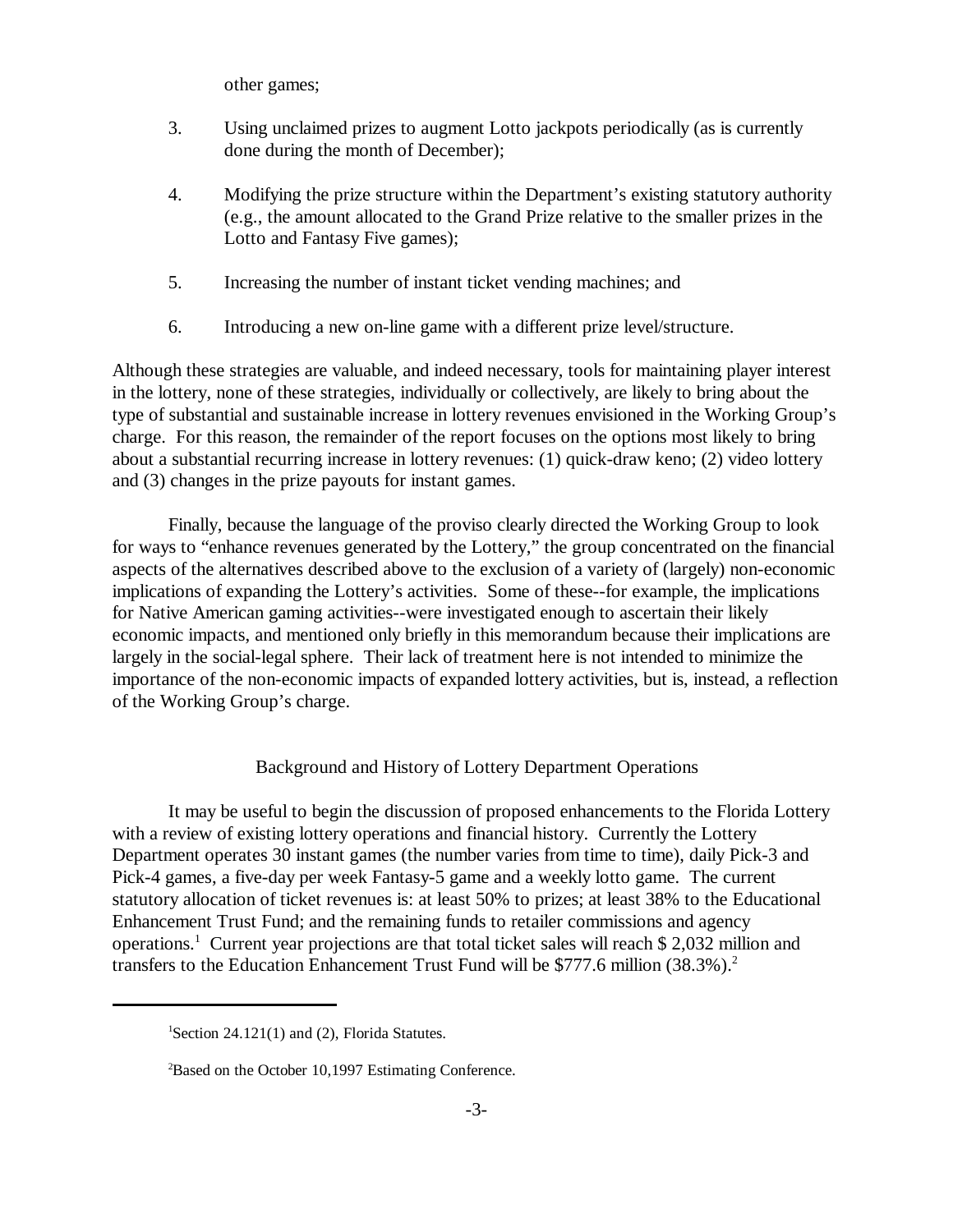other games;

3. Using unclaimed prizes to augment Lotto jackpots periodically (as is currently done during the month of December);

4. Modifying the prize structure within the Department's existing statutory authority (e.g., the amount allocated to the Grand Prize relative to the smaller prizes in the Lotto and Fantasy Five games);

5. Increasing the number of instant ticket vending machines; and

6. Introducing a new on-line game with a different prize level/structure.

Although these strategies are valuable, and indeed necessary, tools for maintaining player interest in the lottery, none of these strategies, individually or collectively, are likely to bring about the type of substantial and sustainable increase in lottery revenues envisioned in the Working Group's charge. For this reason, the remainder of the report focuses on the options most likely to bring about a substantial recurring increase in lottery revenues: (1) quick-draw keno; (2) video lottery and (3) changes in the prize payouts for instant games.

Finally, because the language of the proviso clearly directed the Working Group to look for ways to "enhance revenues generated by the Lottery," the group concentrated on the financial aspects of the alternatives described above to the exclusion of a variety of (largely) non-economic implications of expanding the Lottery's activities. Some of these--for example, the implications for Native American gaming activities--were investigated enough to ascertain their likely economic impacts, and mentioned only briefly in this memorandum because their implications are largely in the social-legal sphere. Their lack of treatment here is not intended to minimize the importance of the non-economic impacts of expanded lottery activities, but is, instead, a reflection of the Working Group's charge.

## Background and History of Lottery Department Operations

It may be useful to begin the discussion of proposed enhancements to the Florida Lottery with a review of existing lottery operations and financial history. Currently the Lottery Department operates 30 instant games (the number varies from time to time), daily Pick-3 and Pick-4 games, a five-day per week Fantasy-5 game and a weekly lotto game. The current statutory allocation of ticket revenues is: at least 50% to prizes; at least 38% to the Educational Enhancement Trust Fund; and the remaining funds to retailer commissions and agency operations.[1] Current year projections are that total ticket sales will reach $ 2,032 million and transfers to the Education Enhancement Trust Fund will be $777.6 million (38.3%).[2]

---

[1]Section 24.121(1) and (2), Florida Statutes.

[2]Based on the October 10,1997 Estimating Conference.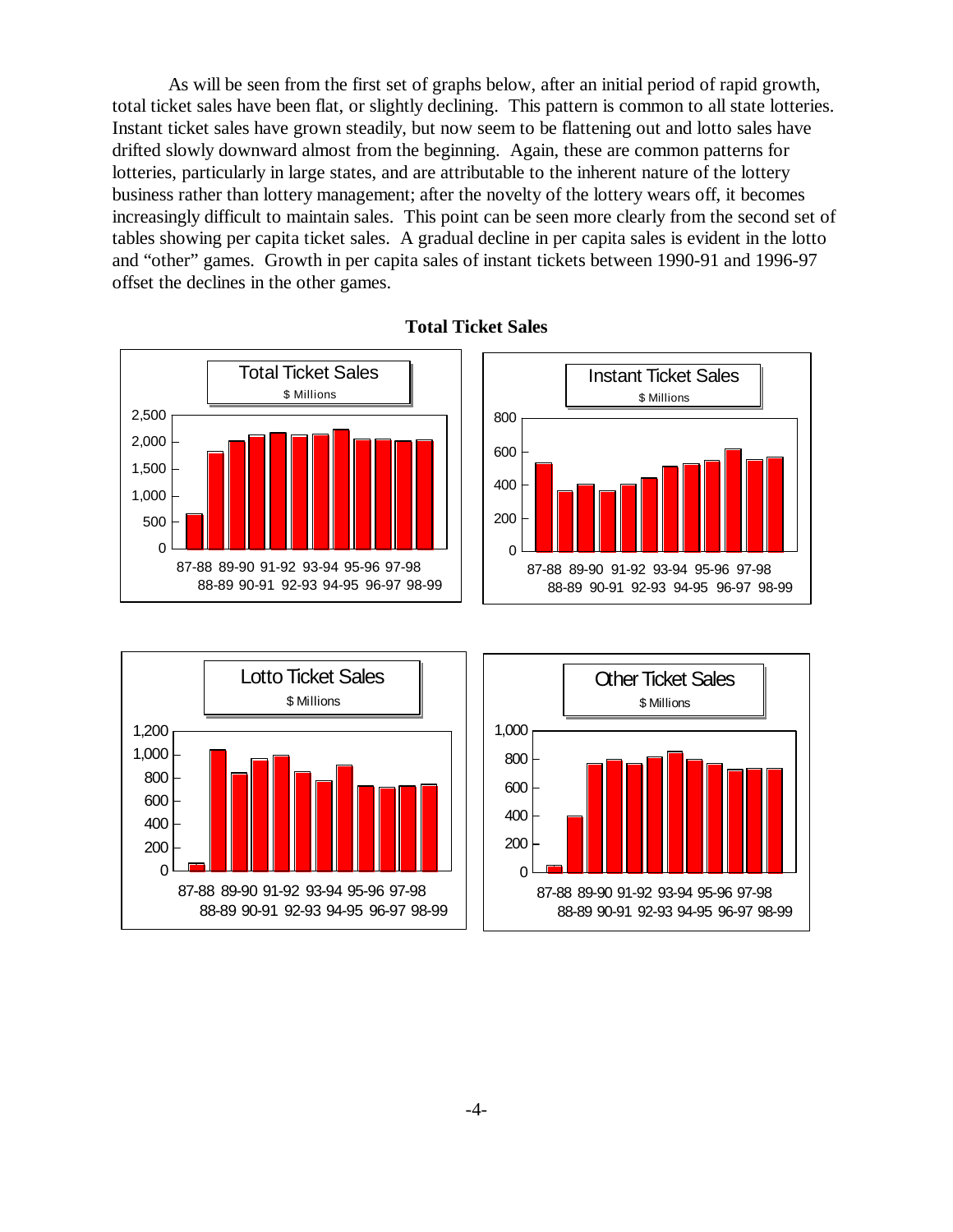As will be seen from the first set of graphs below, after an initial period of rapid growth, total ticket sales have been flat, or slightly declining. This pattern is common to all state lotteries. Instant ticket sales have grown steadily, but now seem to be flattening out and lotto sales have drifted slowly downward almost from the beginning. Again, these are common patterns for lotteries, particularly in large states, and are attributable to the inherent nature of the lottery business rather than lottery management; after the novelty of the lottery wears off, it becomes increasingly difficult to maintain sales. This point can be seen more clearly from the second set of tables showing per capita ticket sales. A gradual decline in per capita sales is evident in the lotto and "other" games. Growth in per capita sales of instant tickets between 1990-91 and 1996-97 offset the declines in the other games.

**Total Ticket Sales**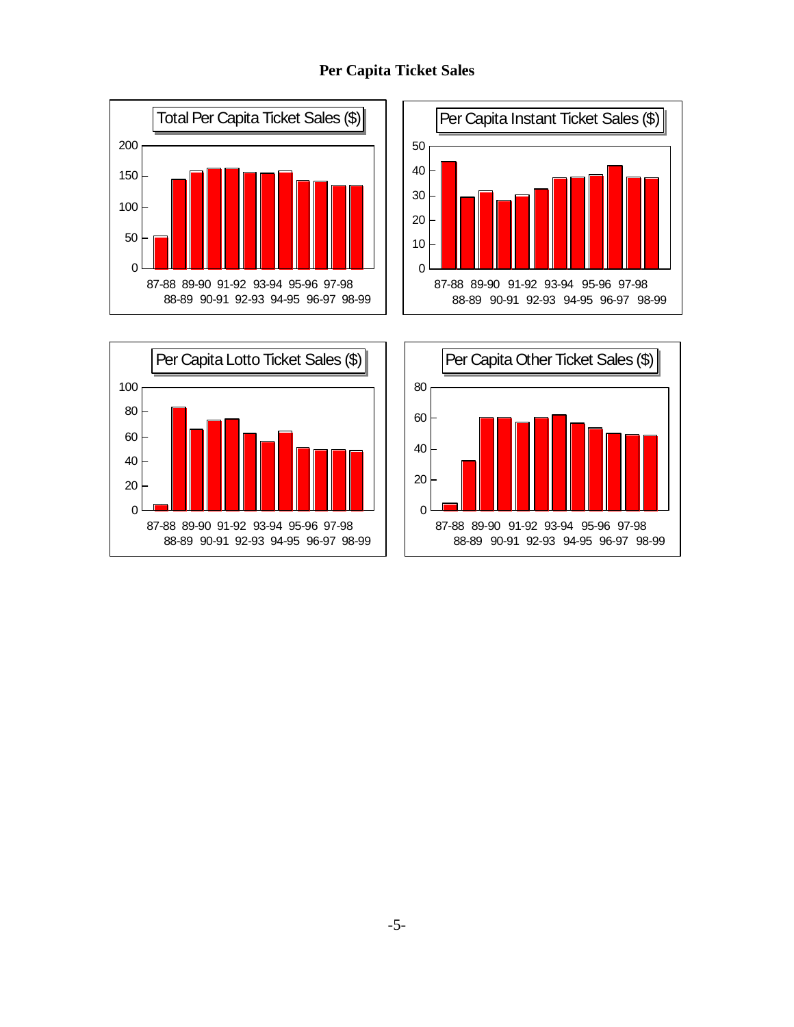# Per Capita Ticket Sales

Total Per Capita Ticket Sales ($)

Per Capita Instant Ticket Sales ($)

Per Capita Lotto Ticket Sales ($)

Per Capita Other Ticket Sales ($)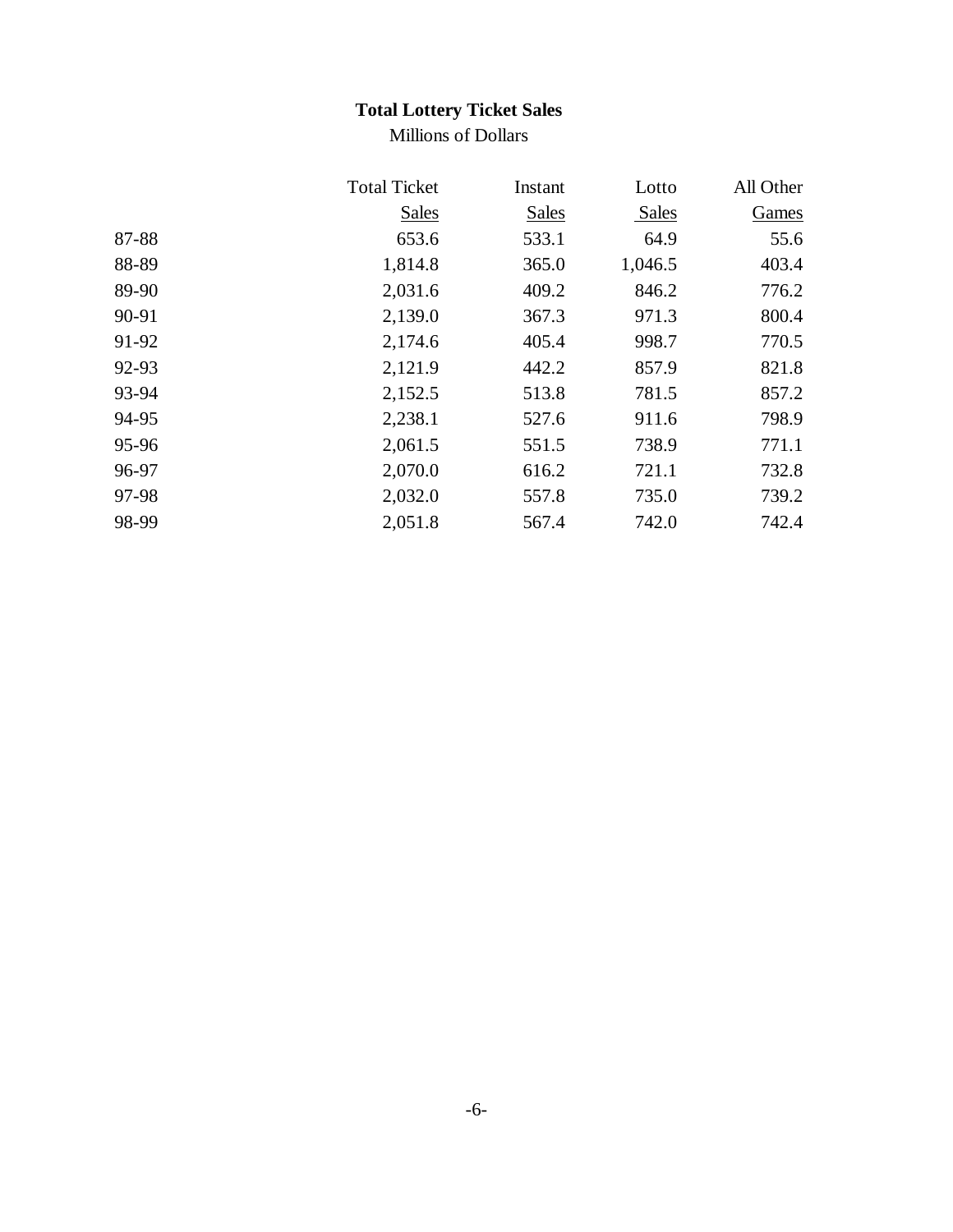**Total Lottery Ticket Sales**

Millions of Dollars

| | Total Ticket Sales | Instant Sales | Lotto Sales | All Other Games |
|---|---|---|---|---|
| 87-88 | 653.6 | 533.1 | 64.9 | 55.6 |
| 88-89 | 1,814.8 | 365.0 | 1,046.5 | 403.4 |
| 89-90 | 2,031.6 | 409.2 | 846.2 | 776.2 |
| 90-91 | 2,139.0 | 367.3 | 971.3 | 800.4 |
| 91-92 | 2,174.6 | 405.4 | 998.7 | 770.5 |
| 92-93 | 2,121.9 | 442.2 | 857.9 | 821.8 |
| 93-94 | 2,152.5 | 513.8 | 781.5 | 857.2 |
| 94-95 | 2,238.1 | 527.6 | 911.6 | 798.9 |
| 95-96 | 2,061.5 | 551.5 | 738.9 | 771.1 |
| 96-97 | 2,070.0 | 616.2 | 721.1 | 732.8 |
| 97-98 | 2,032.0 | 557.8 | 735.0 | 739.2 |
| 98-99 | 2,051.8 | 567.4 | 742.0 | 742.4 |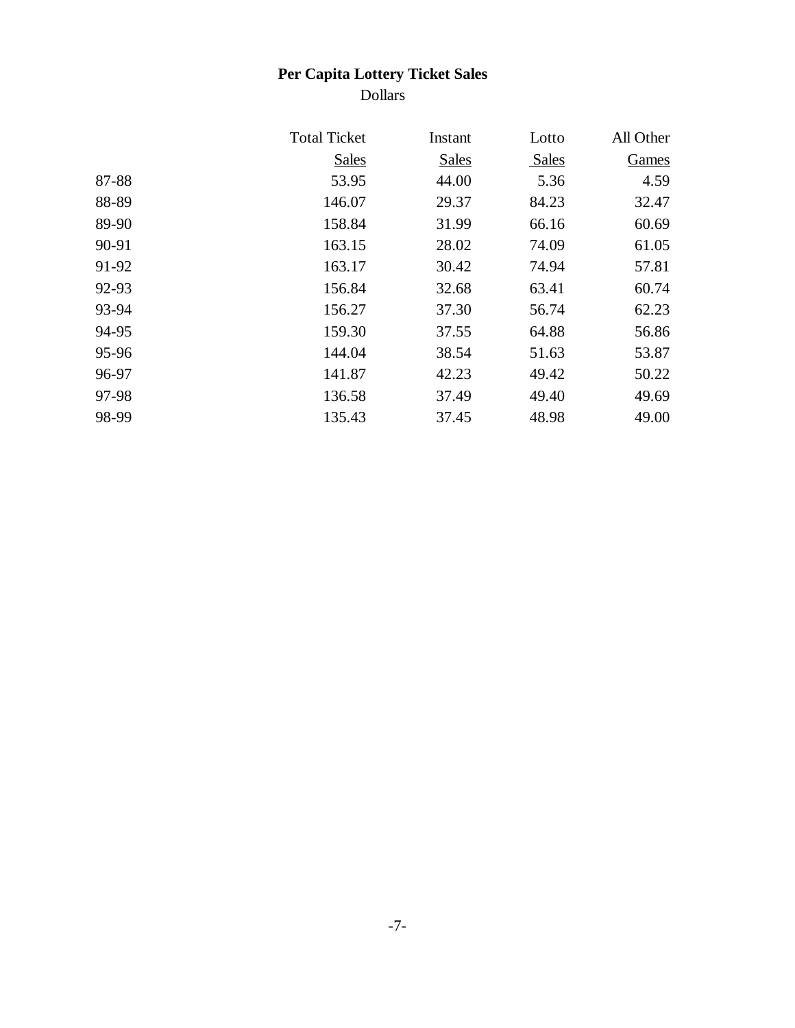**Per Capita Lottery Ticket Sales**

Dollars

| | Total Ticket Sales | Instant Sales | Lotto Sales | All Other Games |
|---|---|---|---|---|
| 87-88 | 53.95 | 44.00 | 5.36 | 4.59 |
| 88-89 | 146.07 | 29.37 | 84.23 | 32.47 |
| 89-90 | 158.84 | 31.99 | 66.16 | 60.69 |
| 90-91 | 163.15 | 28.02 | 74.09 | 61.05 |
| 91-92 | 163.17 | 30.42 | 74.94 | 57.81 |
| 92-93 | 156.84 | 32.68 | 63.41 | 60.74 |
| 93-94 | 156.27 | 37.30 | 56.74 | 62.23 |
| 94-95 | 159.30 | 37.55 | 64.88 | 56.86 |
| 95-96 | 144.04 | 38.54 | 51.63 | 53.87 |
| 96-97 | 141.87 | 42.23 | 49.42 | 50.22 |
| 97-98 | 136.58 | 37.49 | 49.40 | 49.69 |
| 98-99 | 135.43 | 37.45 | 48.98 | 49.00 |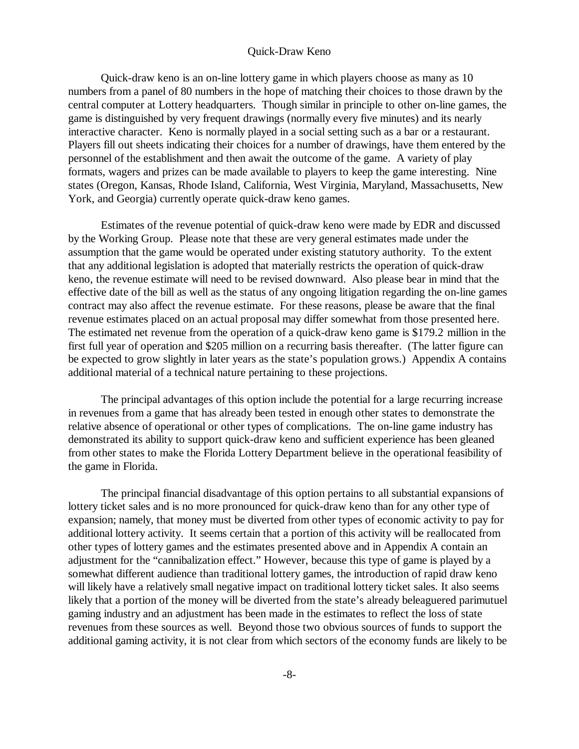## Quick-Draw Keno

Quick-draw keno is an on-line lottery game in which players choose as many as 10 numbers from a panel of 80 numbers in the hope of matching their choices to those drawn by the central computer at Lottery headquarters. Though similar in principle to other on-line games, the game is distinguished by very frequent drawings (normally every five minutes) and its nearly interactive character. Keno is normally played in a social setting such as a bar or a restaurant. Players fill out sheets indicating their choices for a number of drawings, have them entered by the personnel of the establishment and then await the outcome of the game. A variety of play formats, wagers and prizes can be made available to players to keep the game interesting. Nine states (Oregon, Kansas, Rhode Island, California, West Virginia, Maryland, Massachusetts, New York, and Georgia) currently operate quick-draw keno games.

Estimates of the revenue potential of quick-draw keno were made by EDR and discussed by the Working Group. Please note that these are very general estimates made under the assumption that the game would be operated under existing statutory authority. To the extent that any additional legislation is adopted that materially restricts the operation of quick-draw keno, the revenue estimate will need to be revised downward. Also please bear in mind that the effective date of the bill as well as the status of any ongoing litigation regarding the on-line games contract may also affect the revenue estimate. For these reasons, please be aware that the final revenue estimates placed on an actual proposal may differ somewhat from those presented here. The estimated net revenue from the operation of a quick-draw keno game is $179.2 million in the first full year of operation and $205 million on a recurring basis thereafter. (The latter figure can be expected to grow slightly in later years as the state's population grows.) Appendix A contains additional material of a technical nature pertaining to these projections.

The principal advantages of this option include the potential for a large recurring increase in revenues from a game that has already been tested in enough other states to demonstrate the relative absence of operational or other types of complications. The on-line game industry has demonstrated its ability to support quick-draw keno and sufficient experience has been gleaned from other states to make the Florida Lottery Department believe in the operational feasibility of the game in Florida.

The principal financial disadvantage of this option pertains to all substantial expansions of lottery ticket sales and is no more pronounced for quick-draw keno than for any other type of expansion; namely, that money must be diverted from other types of economic activity to pay for additional lottery activity. It seems certain that a portion of this activity will be reallocated from other types of lottery games and the estimates presented above and in Appendix A contain an adjustment for the "cannibalization effect." However, because this type of game is played by a somewhat different audience than traditional lottery games, the introduction of rapid draw keno will likely have a relatively small negative impact on traditional lottery ticket sales. It also seems likely that a portion of the money will be diverted from the state's already beleaguered parimutuel gaming industry and an adjustment has been made in the estimates to reflect the loss of state revenues from these sources as well. Beyond those two obvious sources of funds to support the additional gaming activity, it is not clear from which sectors of the economy funds are likely to be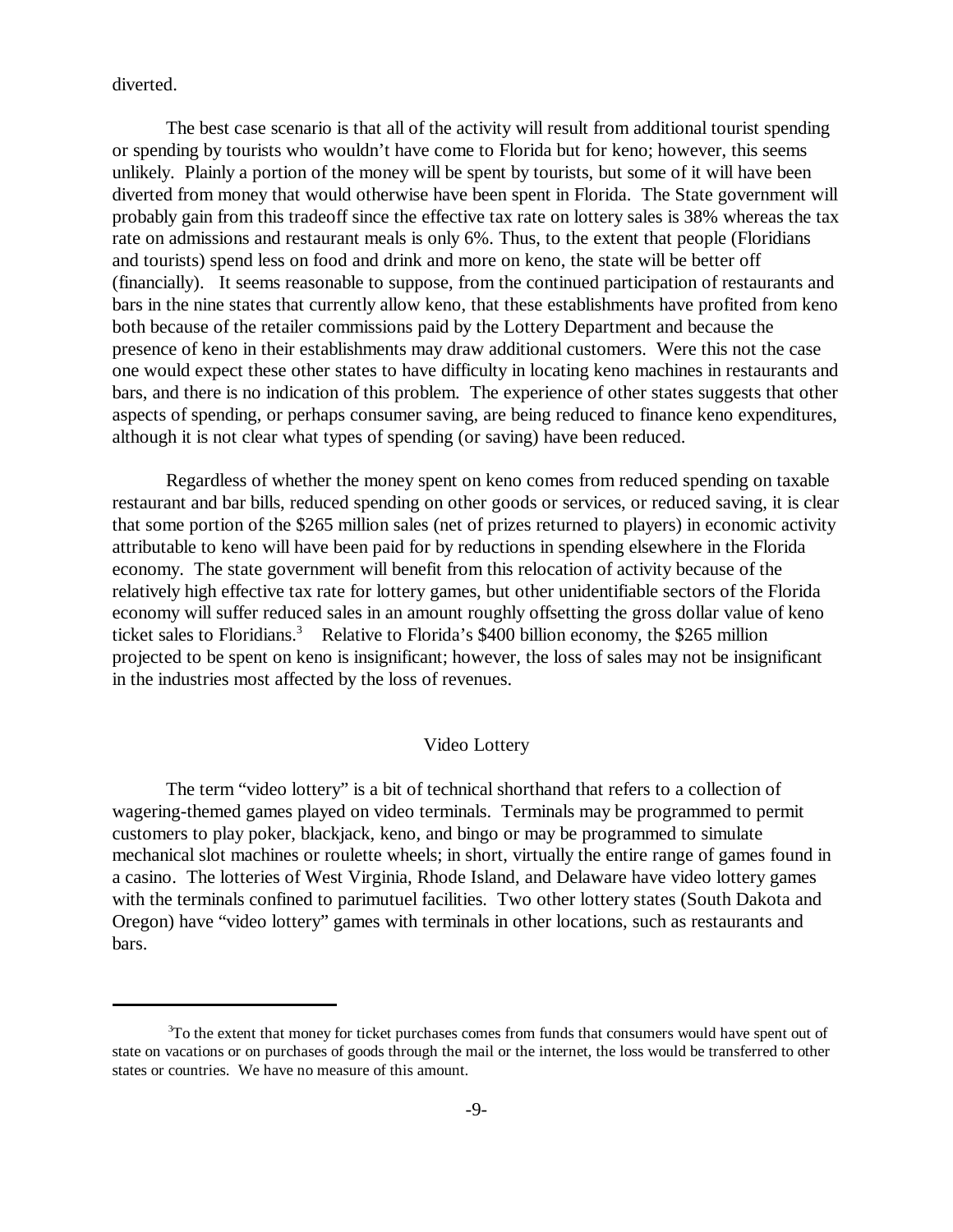diverted.

The best case scenario is that all of the activity will result from additional tourist spending or spending by tourists who wouldn't have come to Florida but for keno; however, this seems unlikely. Plainly a portion of the money will be spent by tourists, but some of it will have been diverted from money that would otherwise have been spent in Florida. The State government will probably gain from this tradeoff since the effective tax rate on lottery sales is 38% whereas the tax rate on admissions and restaurant meals is only 6%. Thus, to the extent that people (Floridians and tourists) spend less on food and drink and more on keno, the state will be better off (financially). It seems reasonable to suppose, from the continued participation of restaurants and bars in the nine states that currently allow keno, that these establishments have profited from keno both because of the retailer commissions paid by the Lottery Department and because the presence of keno in their establishments may draw additional customers. Were this not the case one would expect these other states to have difficulty in locating keno machines in restaurants and bars, and there is no indication of this problem. The experience of other states suggests that other aspects of spending, or perhaps consumer saving, are being reduced to finance keno expenditures, although it is not clear what types of spending (or saving) have been reduced.

Regardless of whether the money spent on keno comes from reduced spending on taxable restaurant and bar bills, reduced spending on other goods or services, or reduced saving, it is clear that some portion of the $265 million sales (net of prizes returned to players) in economic activity attributable to keno will have been paid for by reductions in spending elsewhere in the Florida economy. The state government will benefit from this relocation of activity because of the relatively high effective tax rate for lottery games, but other unidentifiable sectors of the Florida economy will suffer reduced sales in an amount roughly offsetting the gross dollar value of keno ticket sales to Floridians.[3] Relative to Florida's $400 billion economy, the $265 million projected to be spent on keno is insignificant; however, the loss of sales may not be insignificant in the industries most affected by the loss of revenues.

## Video Lottery

The term "video lottery" is a bit of technical shorthand that refers to a collection of wagering-themed games played on video terminals. Terminals may be programmed to permit customers to play poker, blackjack, keno, and bingo or may be programmed to simulate mechanical slot machines or roulette wheels; in short, virtually the entire range of games found in a casino. The lotteries of West Virginia, Rhode Island, and Delaware have video lottery games with the terminals confined to parimutuel facilities. Two other lottery states (South Dakota and Oregon) have "video lottery" games with terminals in other locations, such as restaurants and bars.

---

[3] To the extent that money for ticket purchases comes from funds that consumers would have spent out of state on vacations or on purchases of goods through the mail or the internet, the loss would be transferred to other states or countries. We have no measure of this amount.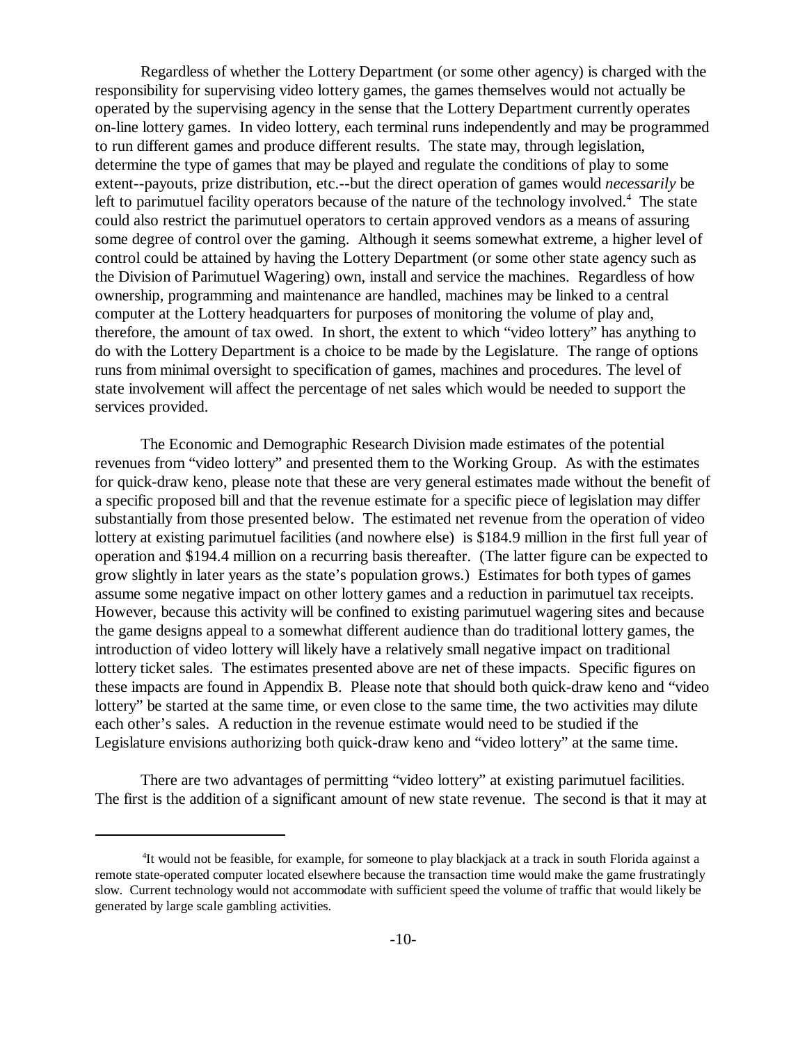Regardless of whether the Lottery Department (or some other agency) is charged with the responsibility for supervising video lottery games, the games themselves would not actually be operated by the supervising agency in the sense that the Lottery Department currently operates on-line lottery games. In video lottery, each terminal runs independently and may be programmed to run different games and produce different results. The state may, through legislation, determine the type of games that may be played and regulate the conditions of play to some extent--payouts, prize distribution, etc.--but the direct operation of games would *necessarily* be left to parimutuel facility operators because of the nature of the technology involved.[4] The state could also restrict the parimutuel operators to certain approved vendors as a means of assuring some degree of control over the gaming. Although it seems somewhat extreme, a higher level of control could be attained by having the Lottery Department (or some other state agency such as the Division of Parimutuel Wagering) own, install and service the machines. Regardless of how ownership, programming and maintenance are handled, machines may be linked to a central computer at the Lottery headquarters for purposes of monitoring the volume of play and, therefore, the amount of tax owed. In short, the extent to which "video lottery" has anything to do with the Lottery Department is a choice to be made by the Legislature. The range of options runs from minimal oversight to specification of games, machines and procedures. The level of state involvement will affect the percentage of net sales which would be needed to support the services provided.

The Economic and Demographic Research Division made estimates of the potential revenues from "video lottery" and presented them to the Working Group. As with the estimates for quick-draw keno, please note that these are very general estimates made without the benefit of a specific proposed bill and that the revenue estimate for a specific piece of legislation may differ substantially from those presented below. The estimated net revenue from the operation of video lottery at existing parimutuel facilities (and nowhere else) is $184.9 million in the first full year of operation and $194.4 million on a recurring basis thereafter. (The latter figure can be expected to grow slightly in later years as the state's population grows.) Estimates for both types of games assume some negative impact on other lottery games and a reduction in parimutuel tax receipts. However, because this activity will be confined to existing parimutuel wagering sites and because the game designs appeal to a somewhat different audience than do traditional lottery games, the introduction of video lottery will likely have a relatively small negative impact on traditional lottery ticket sales. The estimates presented above are net of these impacts. Specific figures on these impacts are found in Appendix B. Please note that should both quick-draw keno and "video lottery" be started at the same time, or even close to the same time, the two activities may dilute each other's sales. A reduction in the revenue estimate would need to be studied if the Legislature envisions authorizing both quick-draw keno and "video lottery" at the same time.

There are two advantages of permitting "video lottery" at existing parimutuel facilities. The first is the addition of a significant amount of new state revenue. The second is that it may at

---

[4] It would not be feasible, for example, for someone to play blackjack at a track in south Florida against a remote state-operated computer located elsewhere because the transaction time would make the game frustratingly slow. Current technology would not accommodate with sufficient speed the volume of traffic that would likely be generated by large scale gambling activities.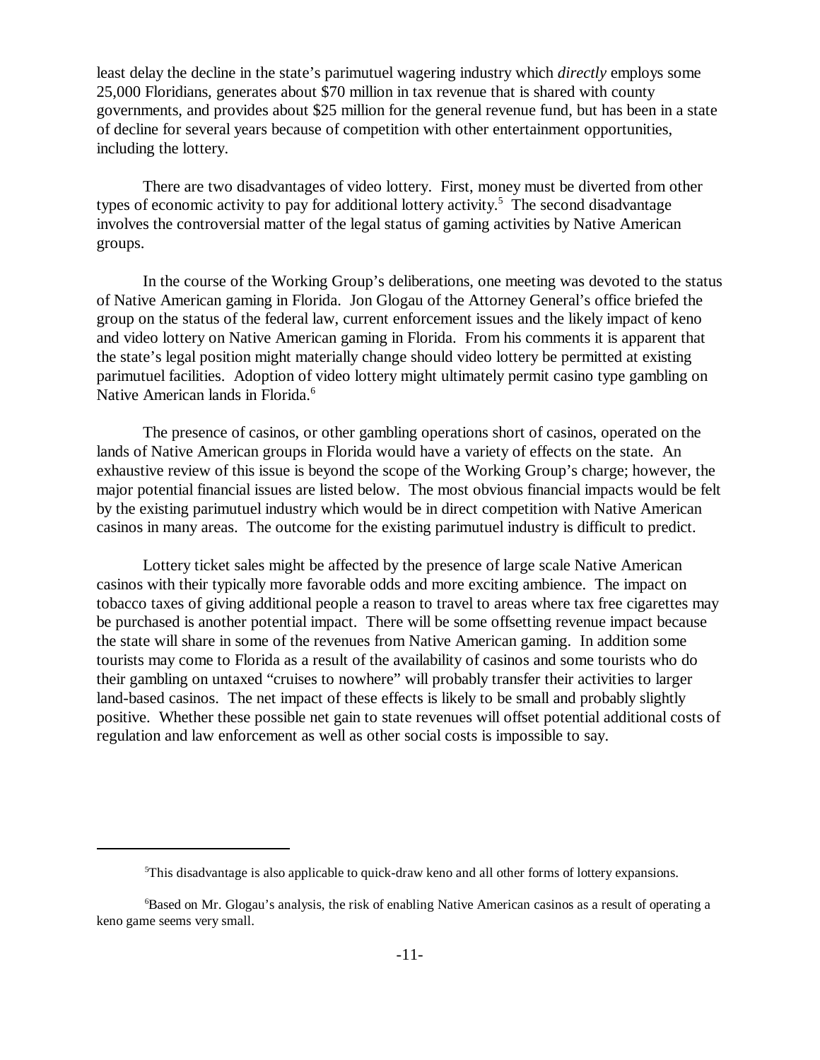least delay the decline in the state's parimutuel wagering industry which *directly* employs some 25,000 Floridians, generates about $70 million in tax revenue that is shared with county governments, and provides about $25 million for the general revenue fund, but has been in a state of decline for several years because of competition with other entertainment opportunities, including the lottery.

There are two disadvantages of video lottery. First, money must be diverted from other types of economic activity to pay for additional lottery activity.[5] The second disadvantage involves the controversial matter of the legal status of gaming activities by Native American groups.

In the course of the Working Group's deliberations, one meeting was devoted to the status of Native American gaming in Florida. Jon Glogau of the Attorney General's office briefed the group on the status of the federal law, current enforcement issues and the likely impact of keno and video lottery on Native American gaming in Florida. From his comments it is apparent that the state's legal position might materially change should video lottery be permitted at existing parimutuel facilities. Adoption of video lottery might ultimately permit casino type gambling on Native American lands in Florida.[6]

The presence of casinos, or other gambling operations short of casinos, operated on the lands of Native American groups in Florida would have a variety of effects on the state. An exhaustive review of this issue is beyond the scope of the Working Group's charge; however, the major potential financial issues are listed below. The most obvious financial impacts would be felt by the existing parimutuel industry which would be in direct competition with Native American casinos in many areas. The outcome for the existing parimutuel industry is difficult to predict.

Lottery ticket sales might be affected by the presence of large scale Native American casinos with their typically more favorable odds and more exciting ambience. The impact on tobacco taxes of giving additional people a reason to travel to areas where tax free cigarettes may be purchased is another potential impact. There will be some offsetting revenue impact because the state will share in some of the revenues from Native American gaming. In addition some tourists may come to Florida as a result of the availability of casinos and some tourists who do their gambling on untaxed "cruises to nowhere" will probably transfer their activities to larger land-based casinos. The net impact of these effects is likely to be small and probably slightly positive. Whether these possible net gain to state revenues will offset potential additional costs of regulation and law enforcement as well as other social costs is impossible to say.

---

[5] This disadvantage is also applicable to quick-draw keno and all other forms of lottery expansions.

[6] Based on Mr. Glogau's analysis, the risk of enabling Native American casinos as a result of operating a keno game seems very small.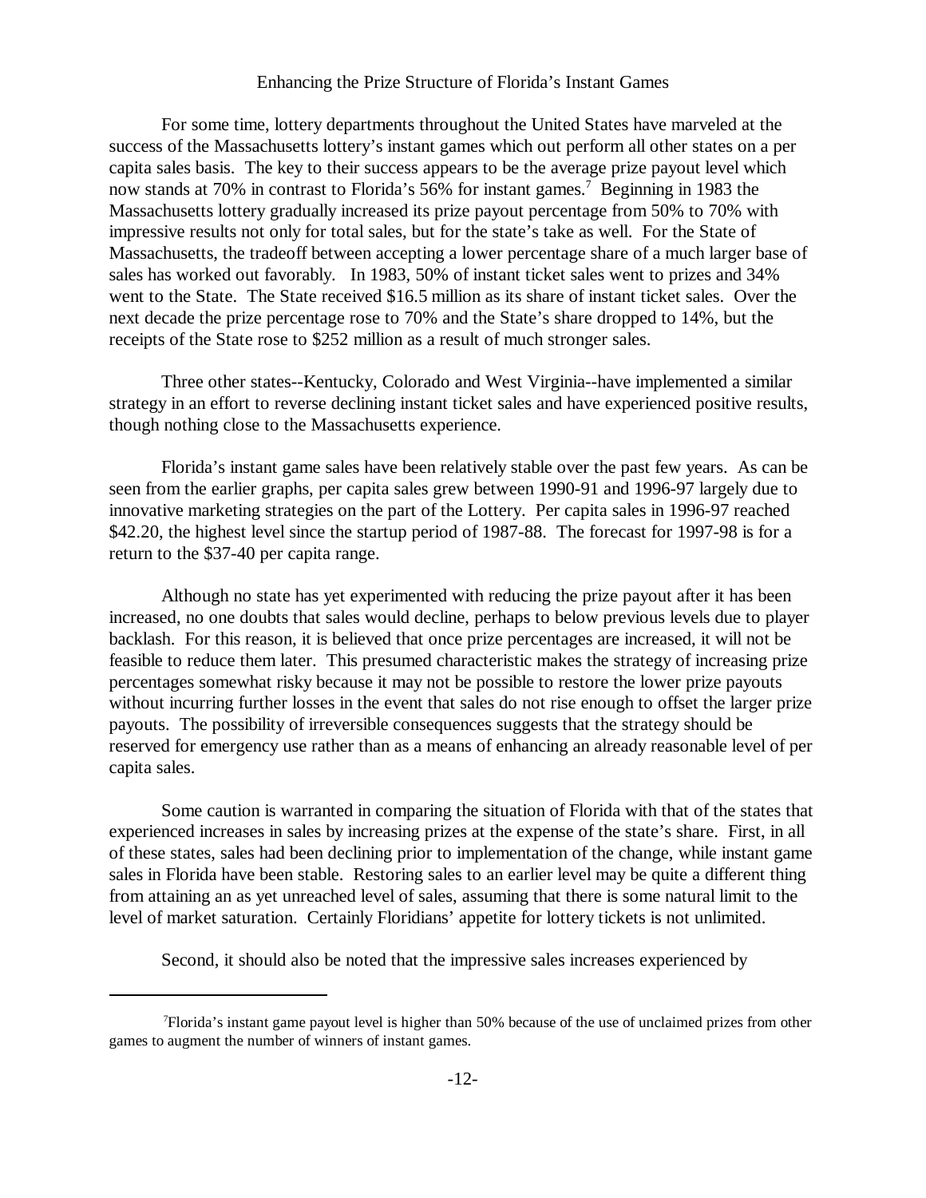## Enhancing the Prize Structure of Florida's Instant Games

For some time, lottery departments throughout the United States have marveled at the success of the Massachusetts lottery's instant games which out perform all other states on a per capita sales basis. The key to their success appears to be the average prize payout level which now stands at 70% in contrast to Florida's 56% for instant games.[7] Beginning in 1983 the Massachusetts lottery gradually increased its prize payout percentage from 50% to 70% with impressive results not only for total sales, but for the state's take as well. For the State of Massachusetts, the tradeoff between accepting a lower percentage share of a much larger base of sales has worked out favorably. In 1983, 50% of instant ticket sales went to prizes and 34% went to the State. The State received $16.5 million as its share of instant ticket sales. Over the next decade the prize percentage rose to 70% and the State's share dropped to 14%, but the receipts of the State rose to $252 million as a result of much stronger sales.

Three other states--Kentucky, Colorado and West Virginia--have implemented a similar strategy in an effort to reverse declining instant ticket sales and have experienced positive results, though nothing close to the Massachusetts experience.

Florida's instant game sales have been relatively stable over the past few years. As can be seen from the earlier graphs, per capita sales grew between 1990-91 and 1996-97 largely due to innovative marketing strategies on the part of the Lottery. Per capita sales in 1996-97 reached $42.20, the highest level since the startup period of 1987-88. The forecast for 1997-98 is for a return to the $37-40 per capita range.

Although no state has yet experimented with reducing the prize payout after it has been increased, no one doubts that sales would decline, perhaps to below previous levels due to player backlash. For this reason, it is believed that once prize percentages are increased, it will not be feasible to reduce them later. This presumed characteristic makes the strategy of increasing prize percentages somewhat risky because it may not be possible to restore the lower prize payouts without incurring further losses in the event that sales do not rise enough to offset the larger prize payouts. The possibility of irreversible consequences suggests that the strategy should be reserved for emergency use rather than as a means of enhancing an already reasonable level of per capita sales.

Some caution is warranted in comparing the situation of Florida with that of the states that experienced increases in sales by increasing prizes at the expense of the state's share. First, in all of these states, sales had been declining prior to implementation of the change, while instant game sales in Florida have been stable. Restoring sales to an earlier level may be quite a different thing from attaining an as yet unreached level of sales, assuming that there is some natural limit to the level of market saturation. Certainly Floridians' appetite for lottery tickets is not unlimited.

Second, it should also be noted that the impressive sales increases experienced by

---

[7] Florida's instant game payout level is higher than 50% because of the use of unclaimed prizes from other games to augment the number of winners of instant games.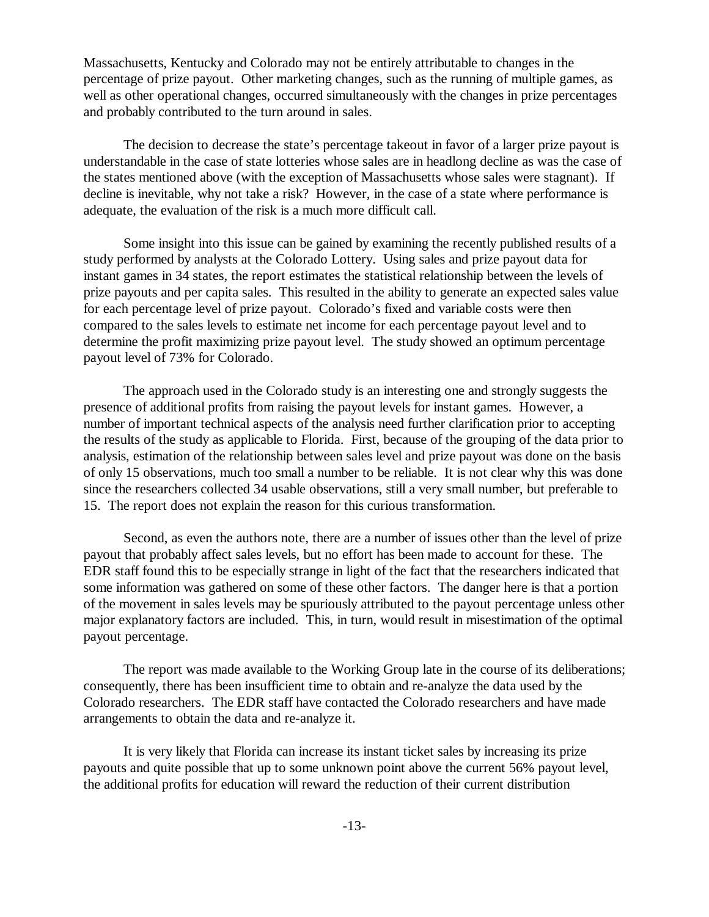Massachusetts, Kentucky and Colorado may not be entirely attributable to changes in the percentage of prize payout. Other marketing changes, such as the running of multiple games, as well as other operational changes, occurred simultaneously with the changes in prize percentages and probably contributed to the turn around in sales.

The decision to decrease the state's percentage takeout in favor of a larger prize payout is understandable in the case of state lotteries whose sales are in headlong decline as was the case of the states mentioned above (with the exception of Massachusetts whose sales were stagnant). If decline is inevitable, why not take a risk? However, in the case of a state where performance is adequate, the evaluation of the risk is a much more difficult call.

Some insight into this issue can be gained by examining the recently published results of a study performed by analysts at the Colorado Lottery. Using sales and prize payout data for instant games in 34 states, the report estimates the statistical relationship between the levels of prize payouts and per capita sales. This resulted in the ability to generate an expected sales value for each percentage level of prize payout. Colorado's fixed and variable costs were then compared to the sales levels to estimate net income for each percentage payout level and to determine the profit maximizing prize payout level. The study showed an optimum percentage payout level of 73% for Colorado.

The approach used in the Colorado study is an interesting one and strongly suggests the presence of additional profits from raising the payout levels for instant games. However, a number of important technical aspects of the analysis need further clarification prior to accepting the results of the study as applicable to Florida. First, because of the grouping of the data prior to analysis, estimation of the relationship between sales level and prize payout was done on the basis of only 15 observations, much too small a number to be reliable. It is not clear why this was done since the researchers collected 34 usable observations, still a very small number, but preferable to 15. The report does not explain the reason for this curious transformation.

Second, as even the authors note, there are a number of issues other than the level of prize payout that probably affect sales levels, but no effort has been made to account for these. The EDR staff found this to be especially strange in light of the fact that the researchers indicated that some information was gathered on some of these other factors. The danger here is that a portion of the movement in sales levels may be spuriously attributed to the payout percentage unless other major explanatory factors are included. This, in turn, would result in misestimation of the optimal payout percentage.

The report was made available to the Working Group late in the course of its deliberations; consequently, there has been insufficient time to obtain and re-analyze the data used by the Colorado researchers. The EDR staff have contacted the Colorado researchers and have made arrangements to obtain the data and re-analyze it.

It is very likely that Florida can increase its instant ticket sales by increasing its prize payouts and quite possible that up to some unknown point above the current 56% payout level, the additional profits for education will reward the reduction of their current distribution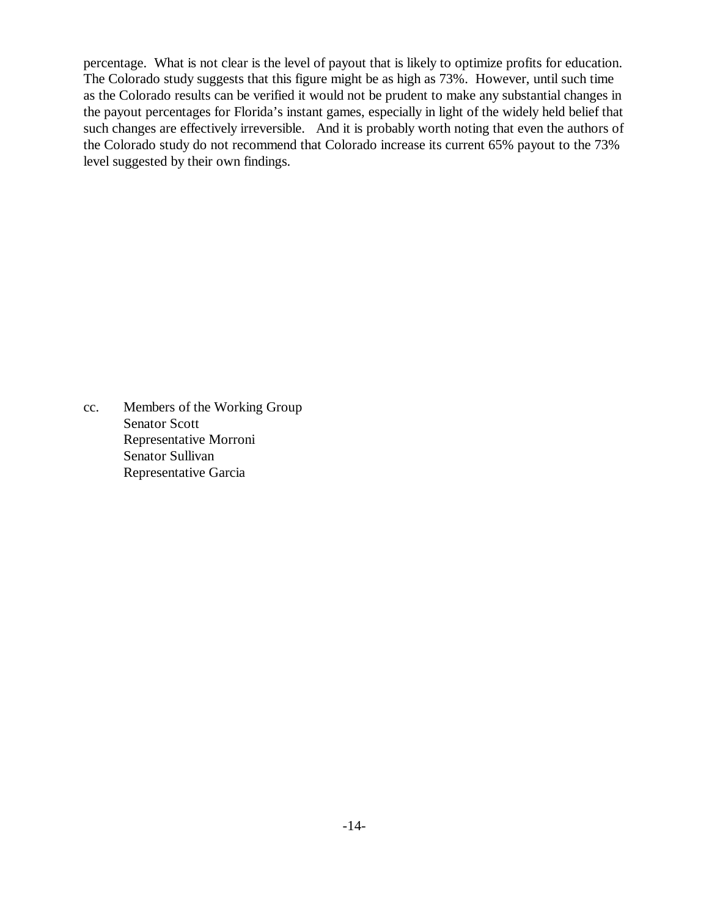percentage. What is not clear is the level of payout that is likely to optimize profits for education. The Colorado study suggests that this figure might be as high as 73%. However, until such time as the Colorado results can be verified it would not be prudent to make any substantial changes in the payout percentages for Florida's instant games, especially in light of the widely held belief that such changes are effectively irreversible. And it is probably worth noting that even the authors of the Colorado study do not recommend that Colorado increase its current 65% payout to the 73% level suggested by their own findings.

cc. Members of the Working Group
Senator Scott
Representative Morroni
Senator Sullivan
Representative Garcia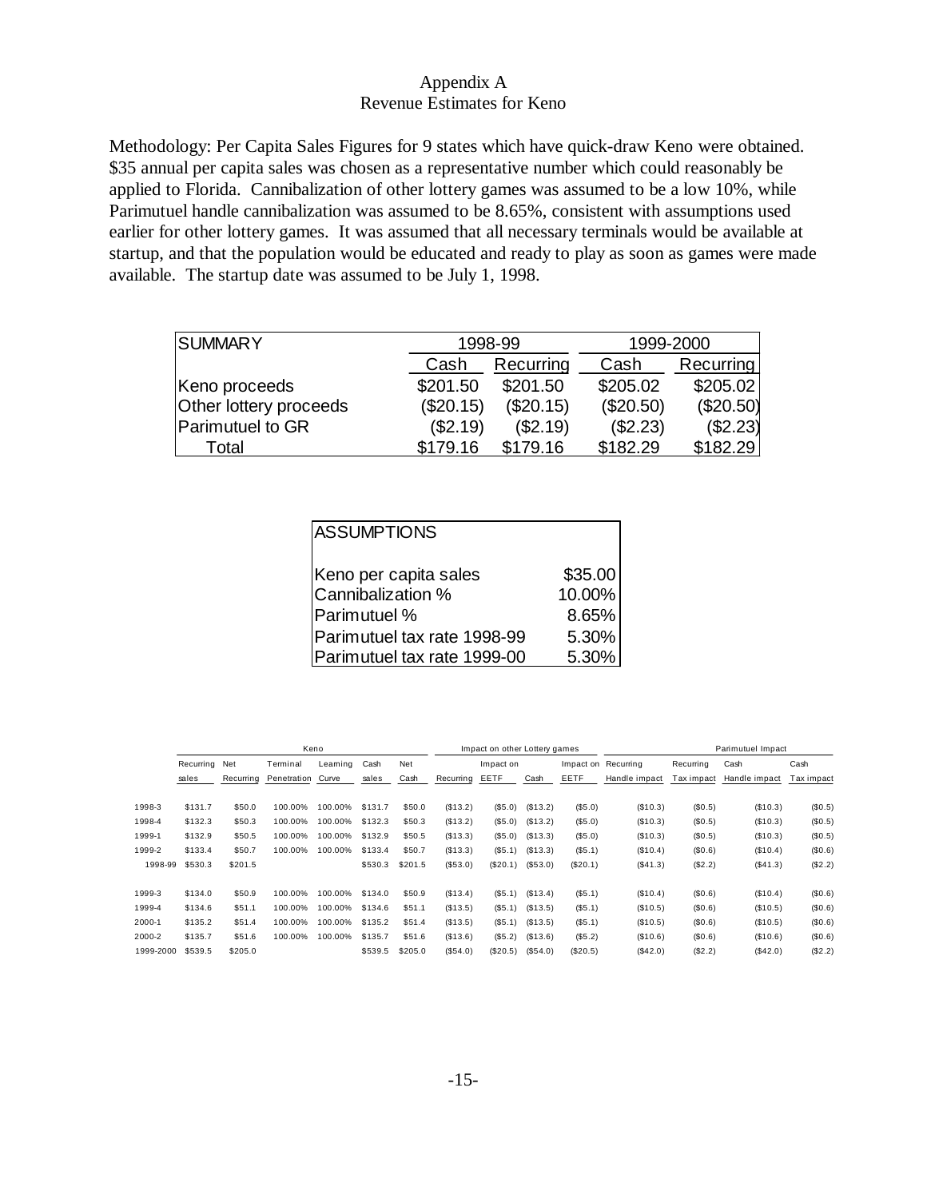# Appendix A
## Revenue Estimates for Keno

Methodology: Per Capita Sales Figures for 9 states which have quick-draw Keno were obtained. $35 annual per capita sales was chosen as a representative number which could reasonably be applied to Florida. Cannibalization of other lottery games was assumed to be a low 10%, while Parimutuel handle cannibalization was assumed to be 8.65%, consistent with assumptions used earlier for other lottery games. It was assumed that all necessary terminals would be available at startup, and that the population would be educated and ready to play as soon as games were made available. The startup date was assumed to be July 1, 1998.

| SUMMARY | 1998-99 | | 1999-2000 | |
|---|---|---|---|---|
| | Cash | Recurring | Cash | Recurring |
| Keno proceeds | $201.50 | $201.50 | $205.02 | $205.02 |
| Other lottery proceeds | ($20.15) | ($20.15) | ($20.50) | ($20.50) |
| Parimutuel to GR | ($2.19) | ($2.19) | ($2.23) | ($2.23) |
| Total | $179.16 | $179.16 | $182.29 | $182.29 |

| ASSUMPTIONS | |
|---|---|
| Keno per capita sales | $35.00 |
| Cannibalization % | 10.00% |
| Parimutuel % | 8.65% |
| Parimutuel tax rate 1998-99 | 5.30% |
| Parimutuel tax rate 1999-00 | 5.30% |

| | Keno | | | | | | Impact on other Lottery games | | | | Parimutuel Impact | | | |
|---|---|---|---|---|---|---|---|---|---|---|---|---|---|---|
| | Recurring sales | Net Recurring | Terminal Penetration | Learning Curve | Cash sales | Net Cash | Recurring | Impact on EETF | Cash | Impact on EETF | Recurring Handle impact | Recurring Tax impact | Cash Handle impact | Cash Tax impact |
| 1998-3 | $131.7 | $50.0 | 100.00% | 100.00% | $131.7 | $50.0 | ($13.2) | ($5.0) | ($13.2) | ($5.0) | ($10.3) | ($0.5) | ($10.3) | ($0.5) |
| 1998-4 | $132.3 | $50.3 | 100.00% | 100.00% | $132.3 | $50.3 | ($13.2) | ($5.0) | ($13.2) | ($5.0) | ($10.3) | ($0.5) | ($10.3) | ($0.5) |
| 1999-1 | $132.9 | $50.5 | 100.00% | 100.00% | $132.9 | $50.5 | ($13.3) | ($5.0) | ($13.3) | ($5.0) | ($10.3) | ($0.5) | ($10.3) | ($0.5) |
| 1999-2 | $133.4 | $50.7 | 100.00% | 100.00% | $133.4 | $50.7 | ($13.3) | ($5.1) | ($13.3) | ($5.1) | ($10.4) | ($0.6) | ($10.4) | ($0.6) |
| 1998-99 | $530.3 | $201.5 | | | $530.3 | $201.5 | ($53.0) | ($20.1) | ($53.0) | ($20.1) | ($41.3) | ($2.2) | ($41.3) | ($2.2) |
| 1999-3 | $134.0 | $50.9 | 100.00% | 100.00% | $134.0 | $50.9 | ($13.4) | ($5.1) | ($13.4) | ($5.1) | ($10.4) | ($0.6) | ($10.4) | ($0.6) |
| 1999-4 | $134.6 | $51.1 | 100.00% | 100.00% | $134.6 | $51.1 | ($13.5) | ($5.1) | ($13.5) | ($5.1) | ($10.5) | ($0.6) | ($10.5) | ($0.6) |
| 2000-1 | $135.2 | $51.4 | 100.00% | 100.00% | $135.2 | $51.4 | ($13.5) | ($5.1) | ($13.5) | ($5.1) | ($10.5) | ($0.6) | ($10.5) | ($0.6) |
| 2000-2 | $135.7 | $51.6 | 100.00% | 100.00% | $135.7 | $51.6 | ($13.6) | ($5.2) | ($13.6) | ($5.2) | ($10.6) | ($0.6) | ($10.6) | ($0.6) |
| 1999-2000 | $539.5 | $205.0 | | | $539.5 | $205.0 | ($54.0) | ($20.5) | ($54.0) | ($20.5) | ($42.0) | ($2.2) | ($42.0) | ($2.2) |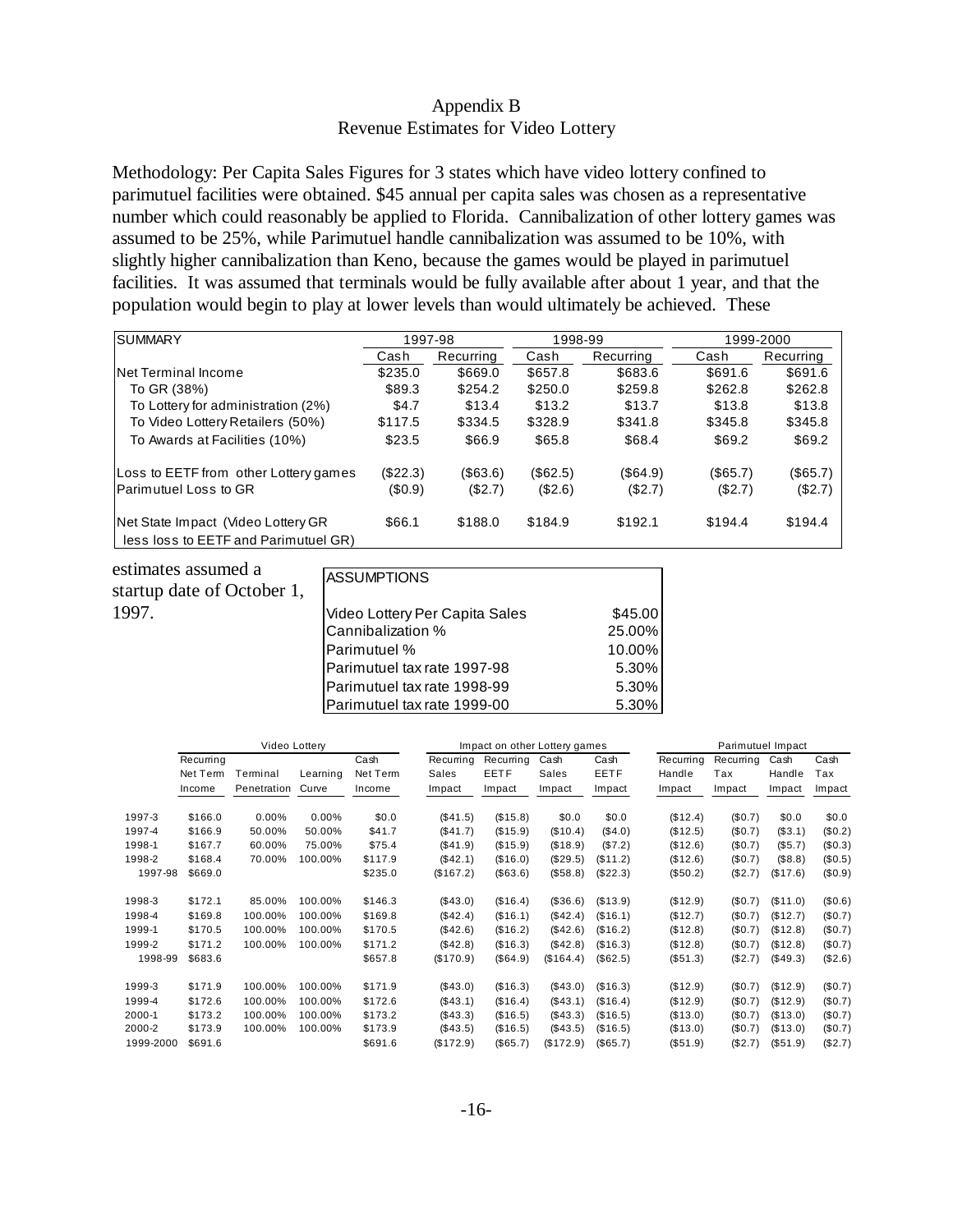# Appendix B
## Revenue Estimates for Video Lottery

Methodology: Per Capita Sales Figures for 3 states which have video lottery confined to parimutuel facilities were obtained. $45 annual per capita sales was chosen as a representative number which could reasonably be applied to Florida. Cannibalization of other lottery games was assumed to be 25%, while Parimutuel handle cannibalization was assumed to be 10%, with slightly higher cannibalization than Keno, because the games would be played in parimutuel facilities. It was assumed that terminals would be fully available after about 1 year, and that the population would begin to play at lower levels than would ultimately be achieved. These estimates assumed a startup date of October 1, 1997.

| SUMMARY | 1997-98 | | 1998-99 | | 1999-2000 | |
|---|---|---|---|---|---|---|
| | Cash | Recurring | Cash | Recurring | Cash | Recurring |
| Net Terminal Income | $235.0 | $669.0 | $657.8 | $683.6 | $691.6 | $691.6 |
| To GR (38%) | $89.3 | $254.2 | $250.0 | $259.8 | $262.8 | $262.8 |
| To Lottery for administration (2%) | $4.7 | $13.4 | $13.2 | $13.7 | $13.8 | $13.8 |
| To Video Lottery Retailers (50%) | $117.5 | $334.5 | $328.9 | $341.8 | $345.8 | $345.8 |
| To Awards at Facilities (10%) | $23.5 | $66.9 | $65.8 | $68.4 | $69.2 | $69.2 |
| Loss to EETF from other Lottery games | ($22.3) | ($63.6) | ($62.5) | ($64.9) | ($65.7) | ($65.7) |
| Parimutuel Loss to GR | ($0.9) | ($2.7) | ($2.6) | ($2.7) | ($2.7) | ($2.7) |
| Net State Impact (Video Lottery GR less loss to EETF and Parimutuel GR) | $66.1 | $188.0 | $184.9 | $192.1 | $194.4 | $194.4 |

| ASSUMPTIONS | |
|---|---|
| Video Lottery Per Capita Sales | $45.00 |
| Cannibalization % | 25.00% |
| Parimutuel % | 10.00% |
| Parimutuel tax rate 1997-98 | 5.30% |
| Parimutuel tax rate 1998-99 | 5.30% |
| Parimutuel tax rate 1999-00 | 5.30% |

| | Video Lottery | | | | Impact on other Lottery games | | | | Parimutuel Impact | | | |
|---|---|---|---|---|---|---|---|---|---|---|---|---|
| | Recurring Net Term Income | Terminal Penetration | Learning Curve | Cash Net Term Income | Recurring Sales Impact | Recurring EETF Impact | Cash Sales Impact | Cash EETF Impact | Recurring Handle Impact | Recurring Tax Impact | Cash Handle Impact | Cash Tax Impact |
| 1997-3 | $166.0 | 0.00% | 0.00% | $0.0 | ($41.5) | ($15.8) | $0.0 | $0.0 | ($12.4) | ($0.7) | $0.0 | $0.0 |
| 1997-4 | $166.9 | 50.00% | 50.00% | $41.7 | ($41.7) | ($15.9) | ($10.4) | ($4.0) | ($12.5) | ($0.7) | ($3.1) | ($0.2) |
| 1998-1 | $167.7 | 60.00% | 75.00% | $75.4 | ($41.9) | ($15.9) | ($18.9) | ($7.2) | ($12.6) | ($0.7) | ($5.7) | ($0.3) |
| 1998-2 | $168.4 | 70.00% | 100.00% | $117.9 | ($42.1) | ($16.0) | ($29.5) | ($11.2) | ($12.6) | ($0.7) | ($8.8) | ($0.5) |
| 1997-98 | $669.0 | | | $235.0 | ($167.2) | ($63.6) | ($58.8) | ($22.3) | ($50.2) | ($2.7) | ($17.6) | ($0.9) |
| 1998-3 | $172.1 | 85.00% | 100.00% | $146.3 | ($43.0) | ($16.4) | ($36.6) | ($13.9) | ($12.9) | ($0.7) | ($11.0) | ($0.6) |
| 1998-4 | $169.8 | 100.00% | 100.00% | $169.8 | ($42.4) | ($16.1) | ($42.4) | ($16.1) | ($12.7) | ($0.7) | ($12.7) | ($0.7) |
| 1999-1 | $170.5 | 100.00% | 100.00% | $170.5 | ($42.6) | ($16.2) | ($42.6) | ($16.2) | ($12.8) | ($0.7) | ($12.8) | ($0.7) |
| 1999-2 | $171.2 | 100.00% | 100.00% | $171.2 | ($42.8) | ($16.3) | ($42.8) | ($16.3) | ($12.8) | ($0.7) | ($12.8) | ($0.7) |
| 1998-99 | $683.6 | | | $657.8 | ($170.9) | ($64.9) | ($164.4) | ($62.5) | ($51.3) | ($2.7) | ($49.3) | ($2.6) |
| 1999-3 | $171.9 | 100.00% | 100.00% | $171.9 | ($43.0) | ($16.3) | ($43.0) | ($16.3) | ($12.9) | ($0.7) | ($12.9) | ($0.7) |
| 1999-4 | $172.6 | 100.00% | 100.00% | $172.6 | ($43.1) | ($16.4) | ($43.1) | ($16.4) | ($12.9) | ($0.7) | ($12.9) | ($0.7) |
| 2000-1 | $173.2 | 100.00% | 100.00% | $173.2 | ($43.3) | ($16.5) | ($43.3) | ($16.5) | ($13.0) | ($0.7) | ($13.0) | ($0.7) |
| 2000-2 | $173.9 | 100.00% | 100.00% | $173.9 | ($43.5) | ($16.5) | ($43.5) | ($16.5) | ($13.0) | ($0.7) | ($13.0) | ($0.7) |
| 1999-2000 | $691.6 | | | $691.6 | ($172.9) | ($65.7) | ($172.9) | ($65.7) | ($51.9) | ($2.7) | ($51.9) | ($2.7) |